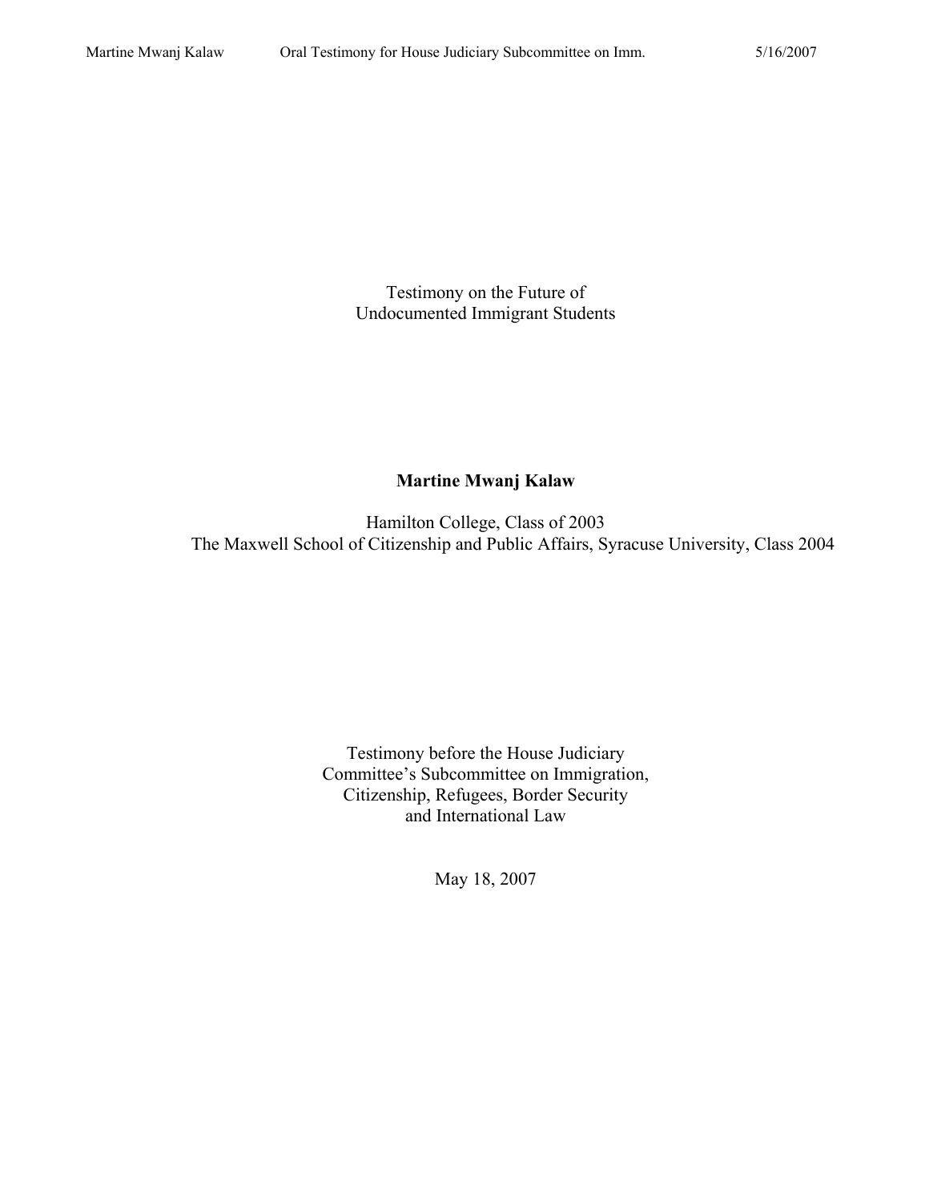# Testimony on the Future of Undocumented Immigrant Students

**Martine Mwanj Kalaw**

Hamilton College, Class of 2003
The Maxwell School of Citizenship and Public Affairs, Syracuse University, Class 2004

Testimony before the House Judiciary Committee's Subcommittee on Immigration, Citizenship, Refugees, Border Security and International Law

May 18, 2007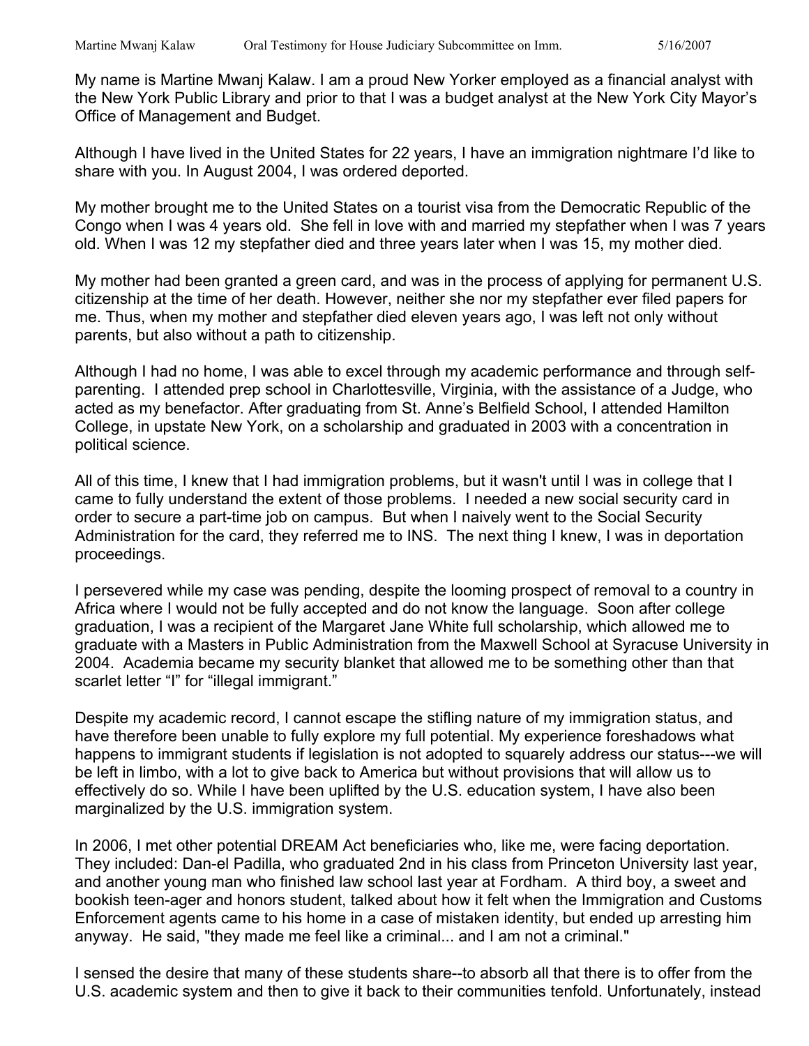My name is Martine Mwanj Kalaw. I am a proud New Yorker employed as a financial analyst with the New York Public Library and prior to that I was a budget analyst at the New York City Mayor's Office of Management and Budget.

Although I have lived in the United States for 22 years, I have an immigration nightmare I'd like to share with you. In August 2004, I was ordered deported.

My mother brought me to the United States on a tourist visa from the Democratic Republic of the Congo when I was 4 years old. She fell in love with and married my stepfather when I was 7 years old. When I was 12 my stepfather died and three years later when I was 15, my mother died.

My mother had been granted a green card, and was in the process of applying for permanent U.S. citizenship at the time of her death. However, neither she nor my stepfather ever filed papers for me. Thus, when my mother and stepfather died eleven years ago, I was left not only without parents, but also without a path to citizenship.

Although I had no home, I was able to excel through my academic performance and through self-parenting. I attended prep school in Charlottesville, Virginia, with the assistance of a Judge, who acted as my benefactor. After graduating from St. Anne's Belfield School, I attended Hamilton College, in upstate New York, on a scholarship and graduated in 2003 with a concentration in political science.

All of this time, I knew that I had immigration problems, but it wasn't until I was in college that I came to fully understand the extent of those problems. I needed a new social security card in order to secure a part-time job on campus. But when I naively went to the Social Security Administration for the card, they referred me to INS. The next thing I knew, I was in deportation proceedings.

I persevered while my case was pending, despite the looming prospect of removal to a country in Africa where I would not be fully accepted and do not know the language. Soon after college graduation, I was a recipient of the Margaret Jane White full scholarship, which allowed me to graduate with a Masters in Public Administration from the Maxwell School at Syracuse University in 2004. Academia became my security blanket that allowed me to be something other than that scarlet letter "I" for "illegal immigrant."

Despite my academic record, I cannot escape the stifling nature of my immigration status, and have therefore been unable to fully explore my full potential. My experience foreshadows what happens to immigrant students if legislation is not adopted to squarely address our status---we will be left in limbo, with a lot to give back to America but without provisions that will allow us to effectively do so. While I have been uplifted by the U.S. education system, I have also been marginalized by the U.S. immigration system.

In 2006, I met other potential DREAM Act beneficiaries who, like me, were facing deportation. They included: Dan-el Padilla, who graduated 2nd in his class from Princeton University last year, and another young man who finished law school last year at Fordham. A third boy, a sweet and bookish teen-ager and honors student, talked about how it felt when the Immigration and Customs Enforcement agents came to his home in a case of mistaken identity, but ended up arresting him anyway. He said, "they made me feel like a criminal... and I am not a criminal."

I sensed the desire that many of these students share--to absorb all that there is to offer from the U.S. academic system and then to give it back to their communities tenfold. Unfortunately, instead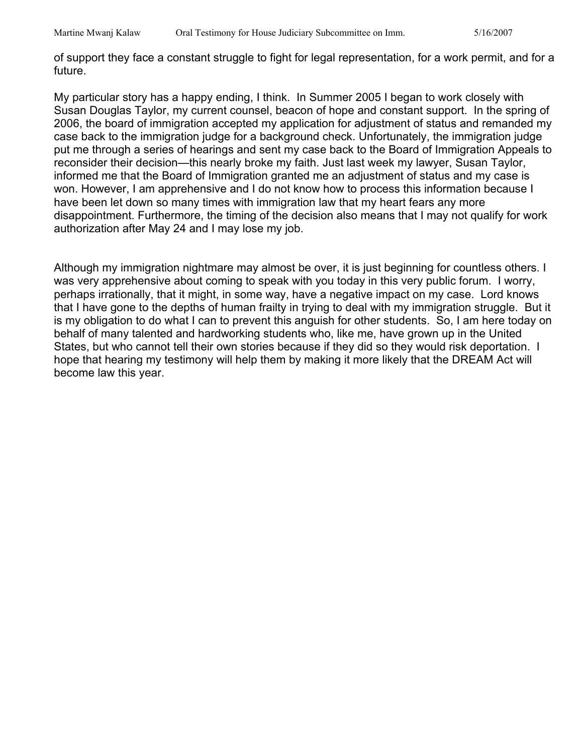of support they face a constant struggle to fight for legal representation, for a work permit, and for a future.

My particular story has a happy ending, I think. In Summer 2005 I began to work closely with Susan Douglas Taylor, my current counsel, beacon of hope and constant support. In the spring of 2006, the board of immigration accepted my application for adjustment of status and remanded my case back to the immigration judge for a background check. Unfortunately, the immigration judge put me through a series of hearings and sent my case back to the Board of Immigration Appeals to reconsider their decision—this nearly broke my faith. Just last week my lawyer, Susan Taylor, informed me that the Board of Immigration granted me an adjustment of status and my case is won. However, I am apprehensive and I do not know how to process this information because I have been let down so many times with immigration law that my heart fears any more disappointment. Furthermore, the timing of the decision also means that I may not qualify for work authorization after May 24 and I may lose my job.

Although my immigration nightmare may almost be over, it is just beginning for countless others. I was very apprehensive about coming to speak with you today in this very public forum. I worry, perhaps irrationally, that it might, in some way, have a negative impact on my case. Lord knows that I have gone to the depths of human frailty in trying to deal with my immigration struggle. But it is my obligation to do what I can to prevent this anguish for other students. So, I am here today on behalf of many talented and hardworking students who, like me, have grown up in the United States, but who cannot tell their own stories because if they did so they would risk deportation. I hope that hearing my testimony will help them by making it more likely that the DREAM Act will become law this year.